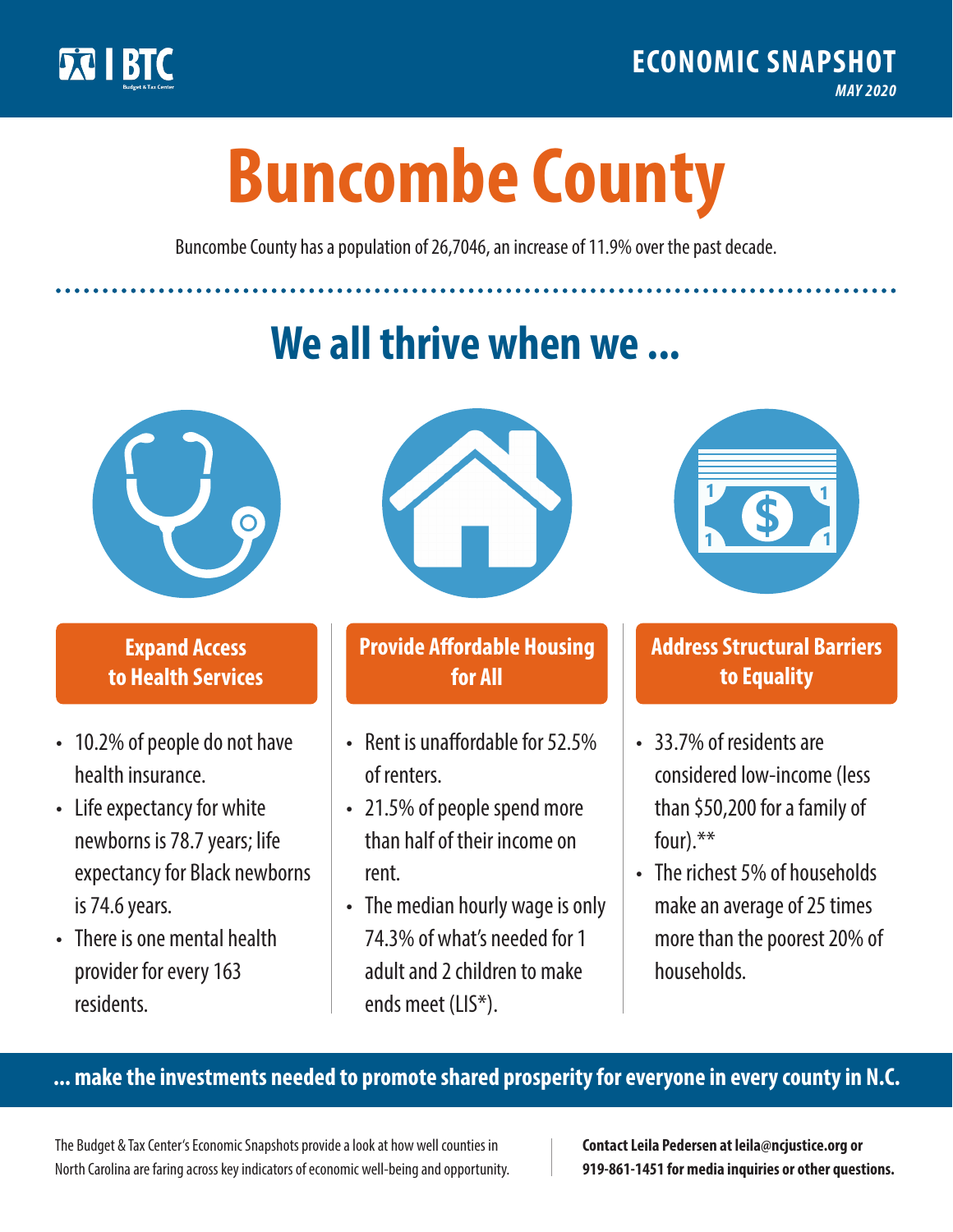BTC
Budget & Tax Center

**ECONOMIC SNAPSHOT**
*MAY 2020*

# Buncombe County

Buncombe County has a population of 26,7046, an increase of 11.9% over the past decade.

## We all thrive when we ...

### Expand Access to Health Services

- 10.2% of people do not have health insurance.
- Life expectancy for white newborns is 78.7 years; life expectancy for Black newborns is 74.6 years.
- There is one mental health provider for every 163 residents.

### Provide Affordable Housing for All

- Rent is unaffordable for 52.5% of renters.
- 21.5% of people spend more than half of their income on rent.
- The median hourly wage is only 74.3% of what's needed for 1 adult and 2 children to make ends meet (LIS*).

### Address Structural Barriers to Equality

- 33.7% of residents are considered low-income (less than $50,200 for a family of four).**
- The richest 5% of households make an average of 25 times more than the poorest 20% of households.

**... make the investments needed to promote shared prosperity for everyone in every county in N.C.**

The Budget & Tax Center's Economic Snapshots provide a look at how well counties in North Carolina are faring across key indicators of economic well-being and opportunity.

**Contact Leila Pedersen at leila@ncjustice.org or 919-861-1451 for media inquiries or other questions.**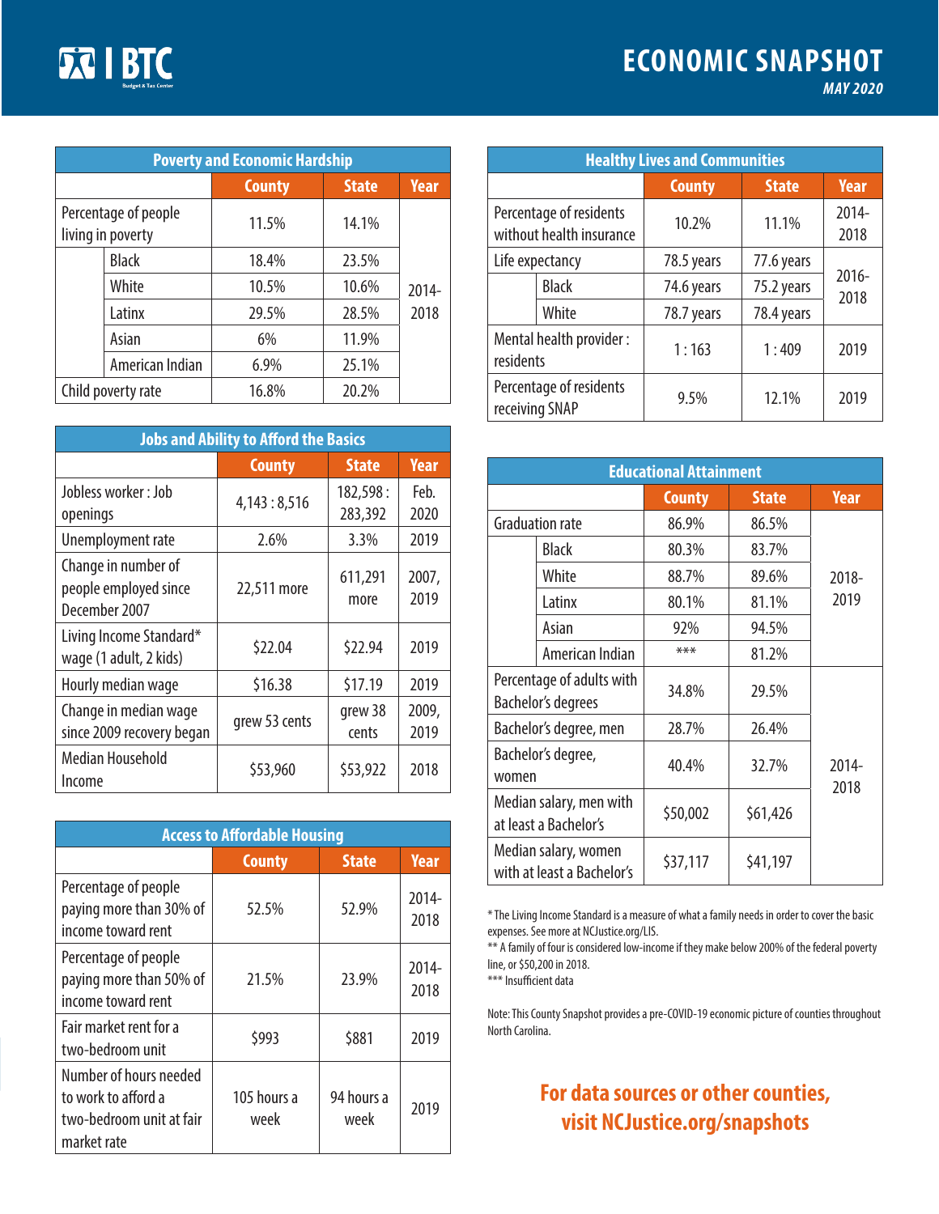# ECONOMIC SNAPSHOT

*MAY 2020*

| Poverty and Economic Hardship | | County | State | Year |
|---|---|---|---|---|
| Percentage of people living in poverty | | 11.5% | 14.1% | 2014-2018 |
| | Black | 18.4% | 23.5% | |
| | White | 10.5% | 10.6% | |
| | Latinx | 29.5% | 28.5% | |
| | Asian | 6% | 11.9% | |
| | American Indian | 6.9% | 25.1% | |
| Child poverty rate | | 16.8% | 20.2% | |

| Jobs and Ability to Afford the Basics | County | State | Year |
|---|---|---|---|
| Jobless worker : Job openings | 4,143 : 8,516 | 182,598 : 283,392 | Feb. 2020 |
| Unemployment rate | 2.6% | 3.3% | 2019 |
| Change in number of people employed since December 2007 | 22,511 more | 611,291 more | 2007, 2019 |
| Living Income Standard* wage (1 adult, 2 kids) | $22.04 | $22.94 | 2019 |
| Hourly median wage | $16.38 | $17.19 | 2019 |
| Change in median wage since 2009 recovery began | grew 53 cents | grew 38 cents | 2009, 2019 |
| Median Household Income | $53,960 | $53,922 | 2018 |

| Access to Affordable Housing | County | State | Year |
|---|---|---|---|
| Percentage of people paying more than 30% of income toward rent | 52.5% | 52.9% | 2014-2018 |
| Percentage of people paying more than 50% of income toward rent | 21.5% | 23.9% | 2014-2018 |
| Fair market rent for a two-bedroom unit | $993 | $881 | 2019 |
| Number of hours needed to work to afford a two-bedroom unit at fair market rate | 105 hours a week | 94 hours a week | 2019 |

| Healthy Lives and Communities | | County | State | Year |
|---|---|---|---|---|
| Percentage of residents without health insurance | | 10.2% | 11.1% | 2014-2018 |
| Life expectancy | | 78.5 years | 77.6 years | 2016-2018 |
| | Black | 74.6 years | 75.2 years | |
| | White | 78.7 years | 78.4 years | |
| Mental health provider : residents | | 1 : 163 | 1 : 409 | 2019 |
| Percentage of residents receiving SNAP | | 9.5% | 12.1% | 2019 |

| Educational Attainment | | County | State | Year |
|---|---|---|---|---|
| Graduation rate | | 86.9% | 86.5% | 2018-2019 |
| | Black | 80.3% | 83.7% | |
| | White | 88.7% | 89.6% | |
| | Latinx | 80.1% | 81.1% | |
| | Asian | 92% | 94.5% | |
| | American Indian | *** | 81.2% | |
| Percentage of adults with Bachelor's degrees | | 34.8% | 29.5% | 2014-2018 |
| Bachelor's degree, men | | 28.7% | 26.4% | |
| Bachelor's degree, women | | 40.4% | 32.7% | |
| Median salary, men with at least a Bachelor's | | $50,002 | $61,426 | |
| Median salary, women with at least a Bachelor's | | $37,117 | $41,197 | |

* The Living Income Standard is a measure of what a family needs in order to cover the basic expenses. See more at NCJustice.org/LIS.

** A family of four is considered low-income if they make below 200% of the federal poverty line, or $50,200 in 2018.

*** Insufficient data

Note: This County Snapshot provides a pre-COVID-19 economic picture of counties throughout North Carolina.

**For data sources or other counties, visit NCJustice.org/snapshots**